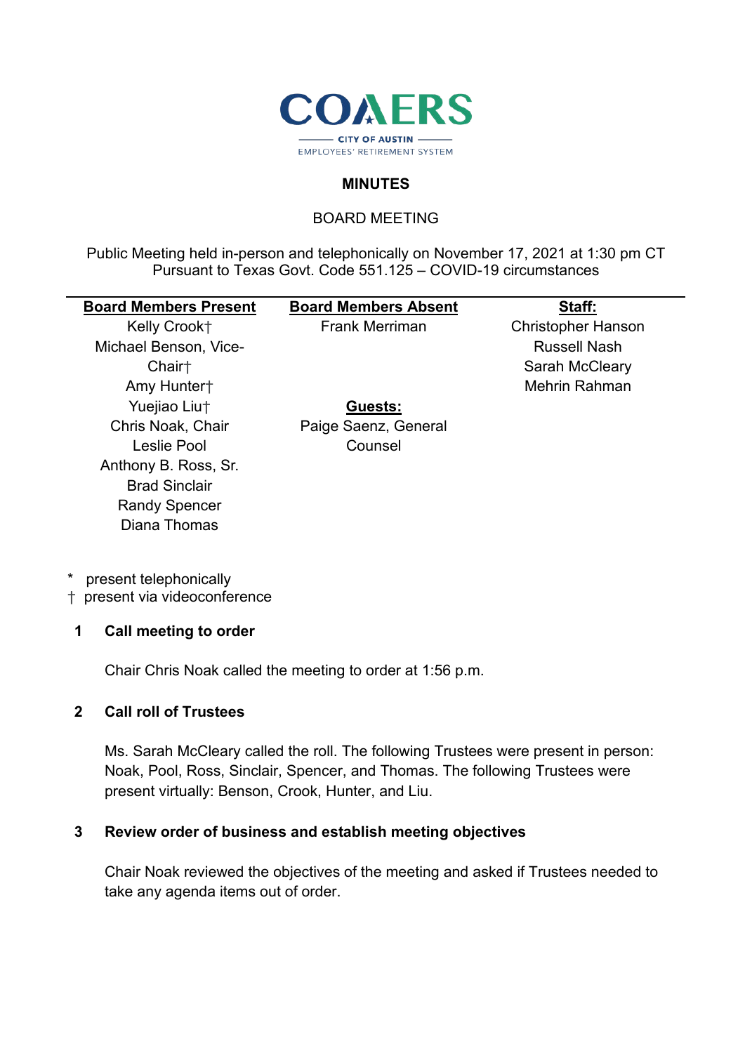COAERS

CITY OF AUSTIN

EMPLOYEES' RETIREMENT SYSTEM

# MINUTES

## BOARD MEETING

Public Meeting held in-person and telephonically on November 17, 2021 at 1:30 pm CT
Pursuant to Texas Govt. Code 551.125 – COVID-19 circumstances

| Board Members Present | Board Members Absent | Staff: |
|---|---|---|
| Kelly Crook† | Frank Merriman | Christopher Hanson |
| Michael Benson, Vice-Chair† | | Russell Nash |
| | | Sarah McCleary |
| Amy Hunter† | | Mehrin Rahman |
| Yuejiao Liu† | **Guests:** | |
| Chris Noak, Chair | Paige Saenz, General Counsel | |
| Leslie Pool | | |
| Anthony B. Ross, Sr. | | |
| Brad Sinclair | | |
| Randy Spencer | | |
| Diana Thomas | | |

\* present telephonically
† present via videoconference

### 1 Call meeting to order

Chair Chris Noak called the meeting to order at 1:56 p.m.

### 2 Call roll of Trustees

Ms. Sarah McCleary called the roll. The following Trustees were present in person: Noak, Pool, Ross, Sinclair, Spencer, and Thomas. The following Trustees were present virtually: Benson, Crook, Hunter, and Liu.

### 3 Review order of business and establish meeting objectives

Chair Noak reviewed the objectives of the meeting and asked if Trustees needed to take any agenda items out of order.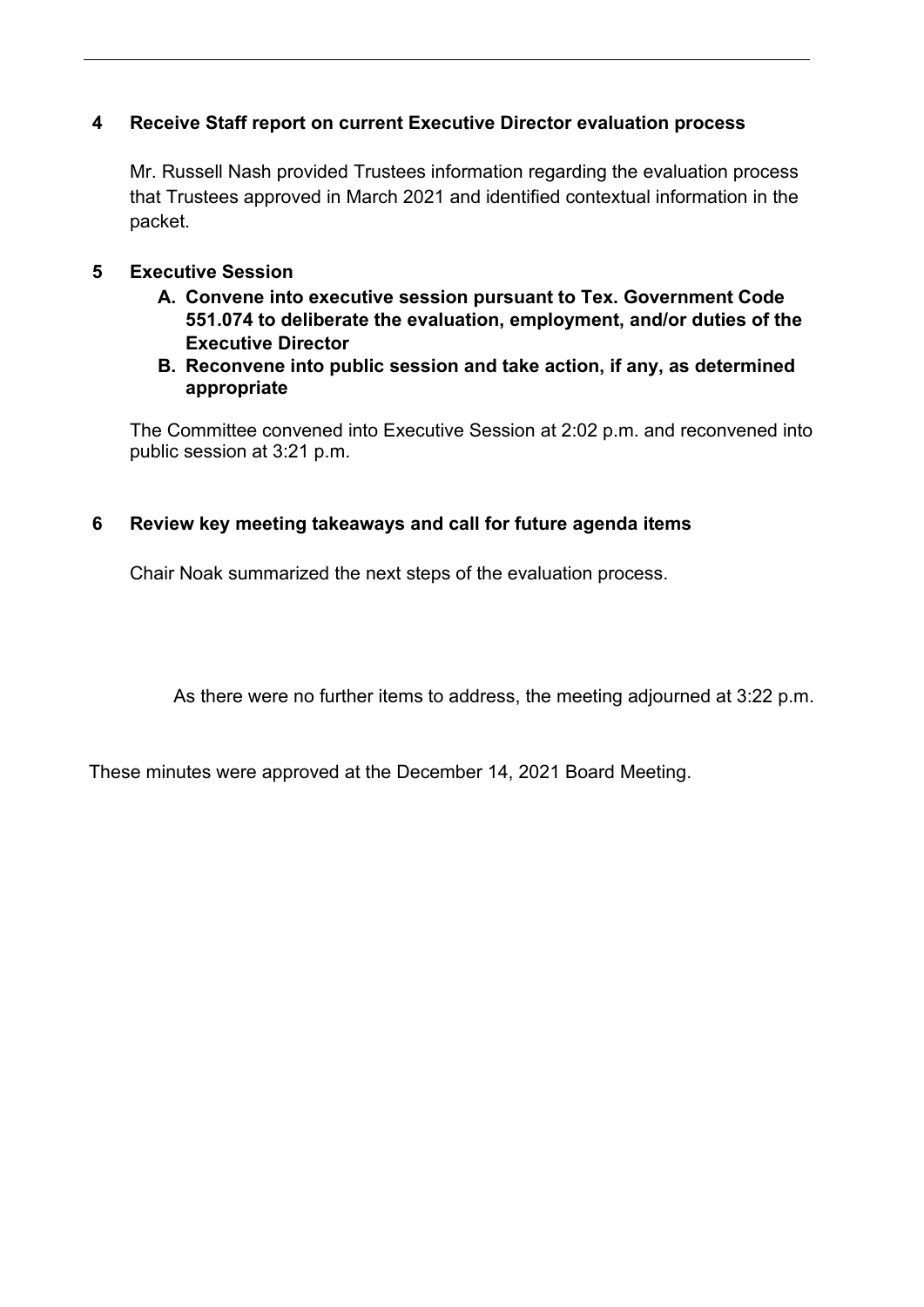**4 Receive Staff report on current Executive Director evaluation process**

Mr. Russell Nash provided Trustees information regarding the evaluation process that Trustees approved in March 2021 and identified contextual information in the packet.

**5 Executive Session**

- **A. Convene into executive session pursuant to Tex. Government Code 551.074 to deliberate the evaluation, employment, and/or duties of the Executive Director**
- **B. Reconvene into public session and take action, if any, as determined appropriate**

The Committee convened into Executive Session at 2:02 p.m. and reconvened into public session at 3:21 p.m.

**6 Review key meeting takeaways and call for future agenda items**

Chair Noak summarized the next steps of the evaluation process.

As there were no further items to address, the meeting adjourned at 3:22 p.m.

These minutes were approved at the December 14, 2021 Board Meeting.